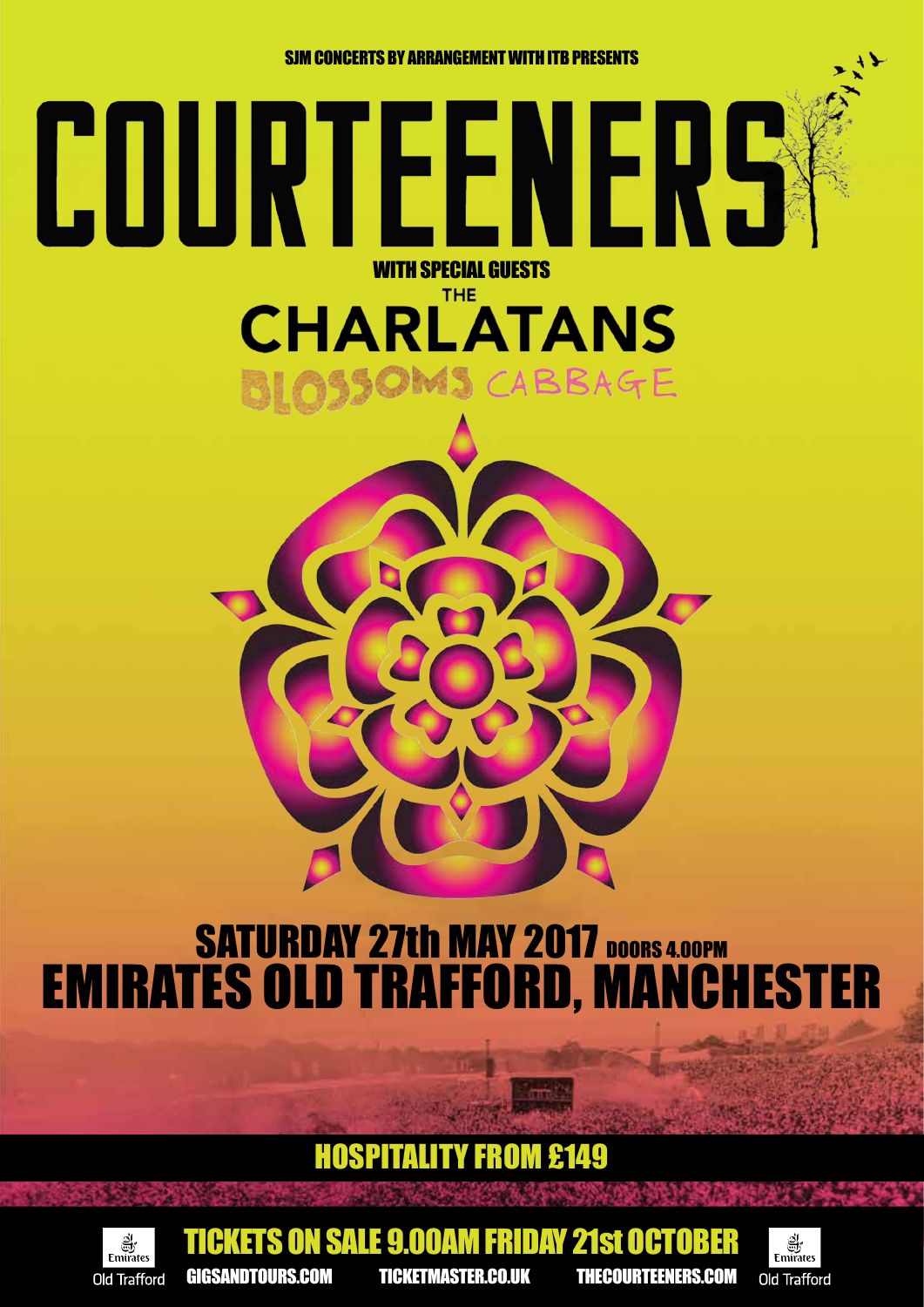SJM CONCERTS BY ARRANGEMENT WITH ITB PRESENTS

# COURTEENERS

WITH SPECIAL GUESTS

## THE CHARLATANS

## BLOSSOMS CABBAGE

## SATURDAY 27th MAY 2017 DOORS 4.00PM

## EMIRATES OLD TRAFFORD, MANCHESTER

**HOSPITALITY FROM £149**

**TICKETS ON SALE 9.00AM FRIDAY 21st OCTOBER**

GIGSANDTOURS.COM TICKETMASTER.CO.UK THECOURTEENERS.COM

Emirates Old Trafford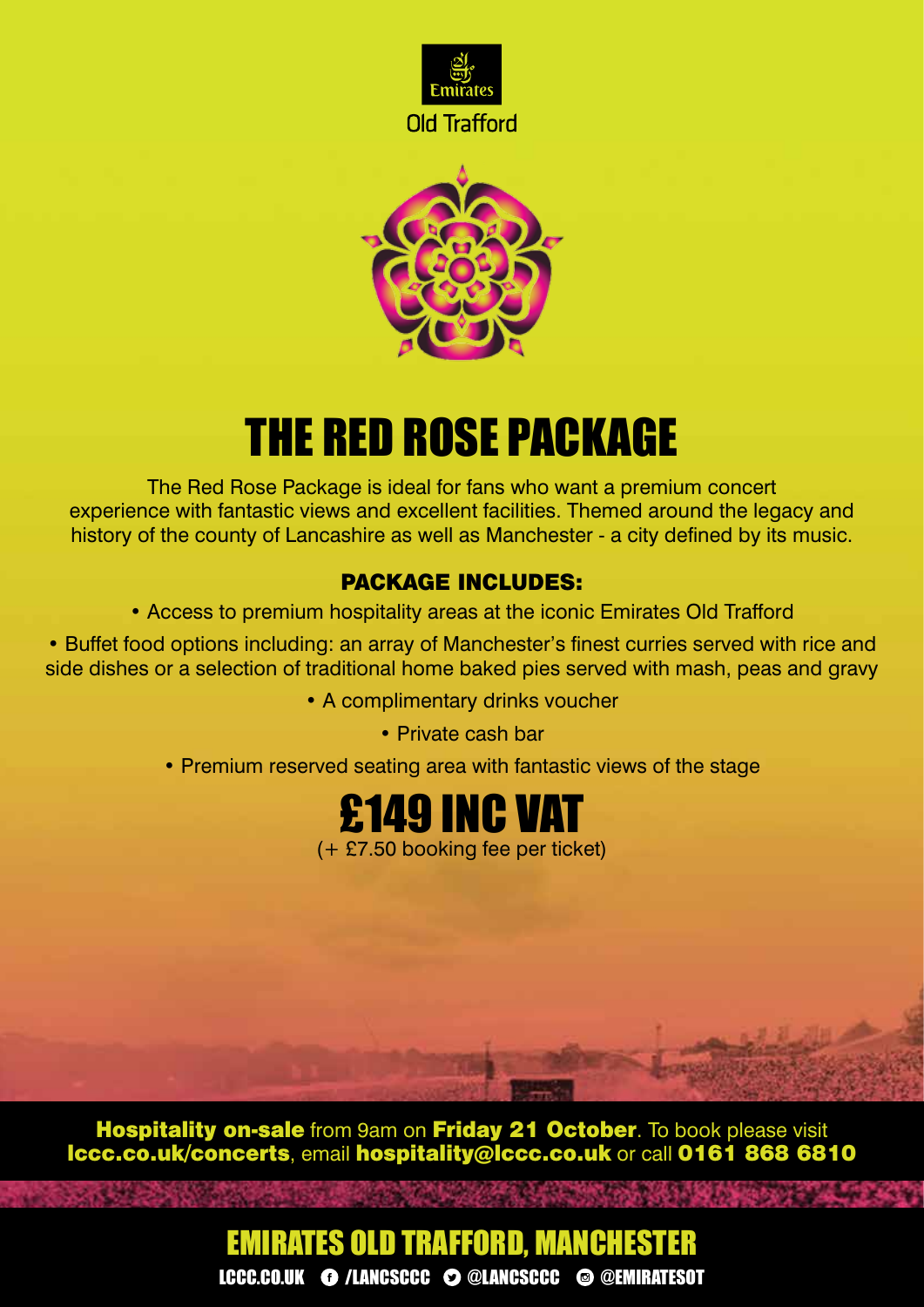Emirates

Old Trafford

# THE RED ROSE PACKAGE

The Red Rose Package is ideal for fans who want a premium concert experience with fantastic views and excellent facilities. Themed around the legacy and history of the county of Lancashire as well as Manchester - a city defined by its music.

## PACKAGE INCLUDES:

- Access to premium hospitality areas at the iconic Emirates Old Trafford
- Buffet food options including: an array of Manchester's finest curries served with rice and side dishes or a selection of traditional home baked pies served with mash, peas and gravy
- A complimentary drinks voucher
- Private cash bar
- Premium reserved seating area with fantastic views of the stage

## £149 INC VAT

(+ £7.50 booking fee per ticket)

**Hospitality on-sale** from 9am on **Friday 21 October**. To book please visit **lccc.co.uk/concerts**, email **hospitality@lccc.co.uk** or call **0161 868 6810**

## EMIRATES OLD TRAFFORD, MANCHESTER

LCCC.CO.UK /LANCSCCC @LANCSCCC @EMIRATESOT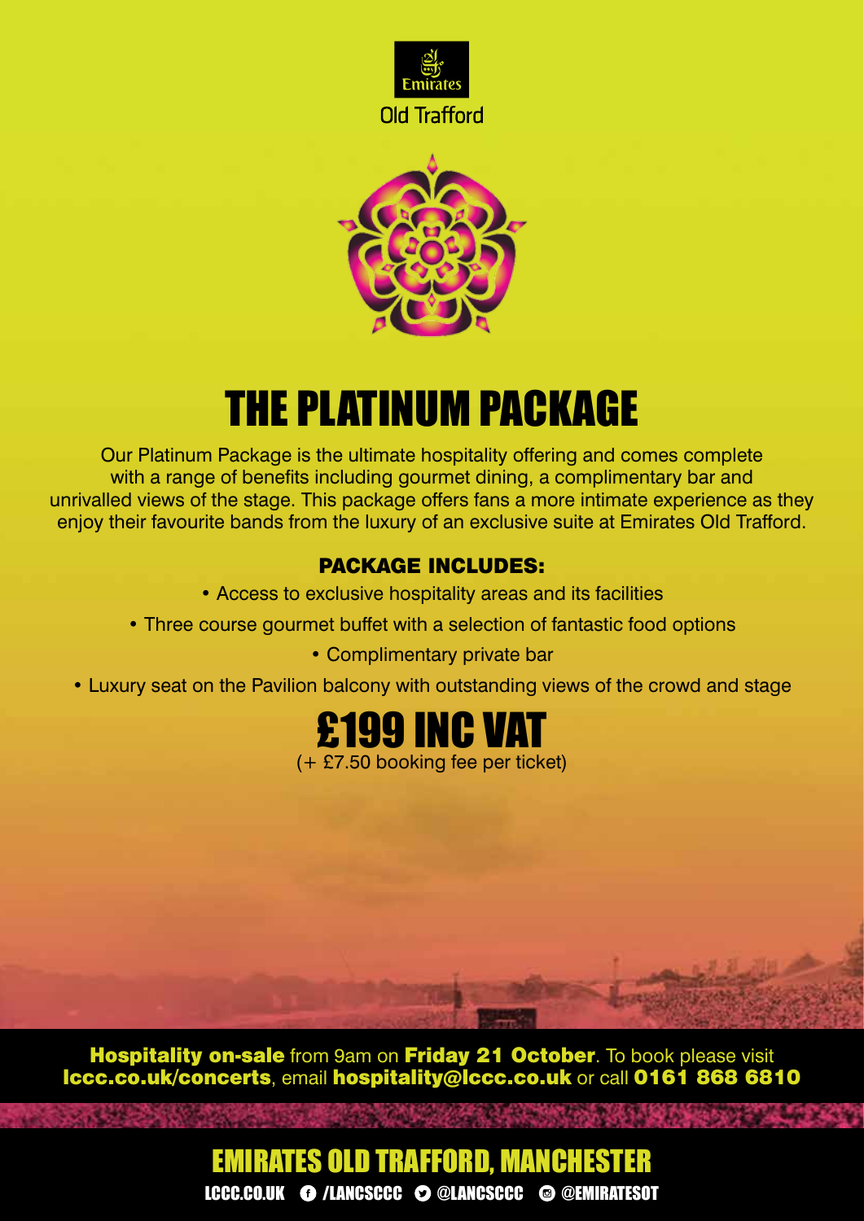Emirates

Old Trafford

# THE PLATINUM PACKAGE

Our Platinum Package is the ultimate hospitality offering and comes complete with a range of benefits including gourmet dining, a complimentary bar and unrivalled views of the stage. This package offers fans a more intimate experience as they enjoy their favourite bands from the luxury of an exclusive suite at Emirates Old Trafford.

**PACKAGE INCLUDES:**

- Access to exclusive hospitality areas and its facilities
- Three course gourmet buffet with a selection of fantastic food options
- Complimentary private bar
- Luxury seat on the Pavilion balcony with outstanding views of the crowd and stage

## £199 INC VAT

(+ £7.50 booking fee per ticket)

**Hospitality on-sale** from 9am on **Friday 21 October**. To book please visit **lccc.co.uk/concerts**, email **hospitality@lccc.co.uk** or call **0161 868 6810**

## EMIRATES OLD TRAFFORD, MANCHESTER

LCCC.CO.UK /LANCSCCC @LANCSCCC @EMIRATESOT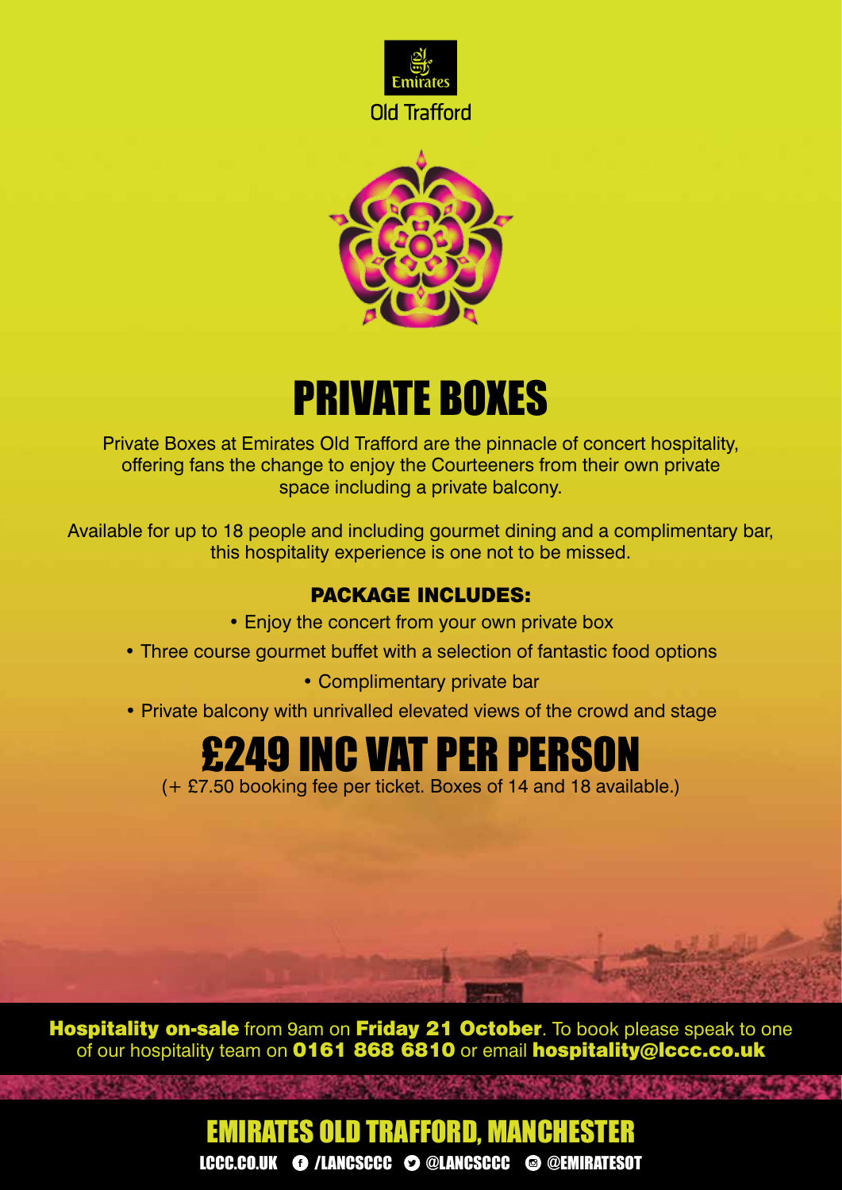Emirates

Old Trafford

# PRIVATE BOXES

Private Boxes at Emirates Old Trafford are the pinnacle of concert hospitality, offering fans the change to enjoy the Courteeners from their own private space including a private balcony.

Available for up to 18 people and including gourmet dining and a complimentary bar, this hospitality experience is one not to be missed.

### PACKAGE INCLUDES:

- Enjoy the concert from your own private box
- Three course gourmet buffet with a selection of fantastic food options
- Complimentary private bar
- Private balcony with unrivalled elevated views of the crowd and stage

## £249 INC VAT PER PERSON

(+ £7.50 booking fee per ticket. Boxes of 14 and 18 available.)

**Hospitality on-sale** from 9am on **Friday 21 October**. To book please speak to one of our hospitality team on **0161 868 6810** or email **hospitality@lccc.co.uk**

## EMIRATES OLD TRAFFORD, MANCHESTER

LCCC.CO.UK /LANCSCCC @LANCSCCC @EMIRATESOT